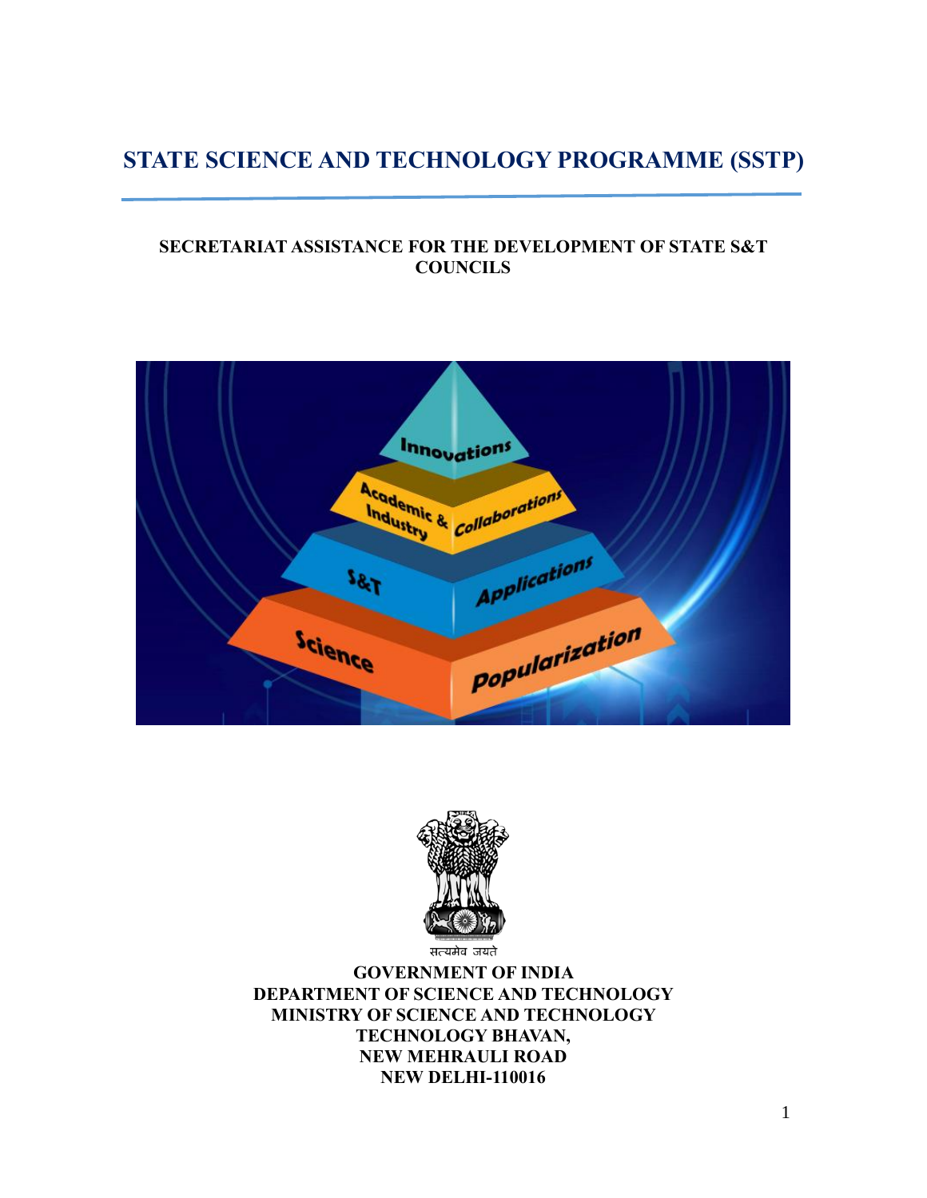# STATE SCIENCE AND TECHNOLOGY PROGRAMME (SSTP)

**SECRETARIAT ASSISTANCE FOR THE DEVELOPMENT OF STATE S&T COUNCILS**

सत्यमेव जयते

**GOVERNMENT OF INDIA**
**DEPARTMENT OF SCIENCE AND TECHNOLOGY**
**MINISTRY OF SCIENCE AND TECHNOLOGY**
**TECHNOLOGY BHAVAN,**
**NEW MEHRAULI ROAD**
**NEW DELHI-110016**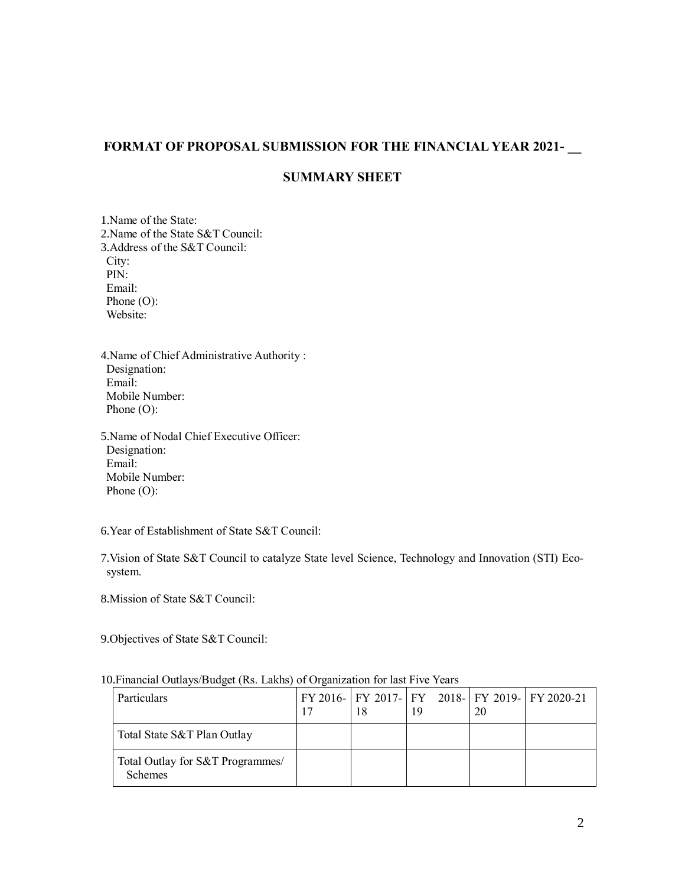## FORMAT OF PROPOSAL SUBMISSION FOR THE FINANCIAL YEAR 2021- __

## SUMMARY SHEET

1.Name of the State:
2.Name of the State S&T Council:
3.Address of the S&T Council:
  City:
  PIN:
  Email:
  Phone (O):
  Website:

4.Name of Chief Administrative Authority :
  Designation:
  Email:
  Mobile Number:
  Phone (O):

5.Name of Nodal Chief Executive Officer:
  Designation:
  Email:
  Mobile Number:
  Phone (O):

6.Year of Establishment of State S&T Council:

7.Vision of State S&T Council to catalyze State level Science, Technology and Innovation (STI) Eco-system.

8.Mission of State S&T Council:

9.Objectives of State S&T Council:

10.Financial Outlays/Budget (Rs. Lakhs) of Organization for last Five Years

| Particulars | FY 2016-17 | FY 2017-18 | FY 2018-19 | FY 2019-20 | FY 2020-21 |
|---|---|---|---|---|---|
| Total State S&T Plan Outlay | | | | | |
| Total Outlay for S&T Programmes/ Schemes | | | | | |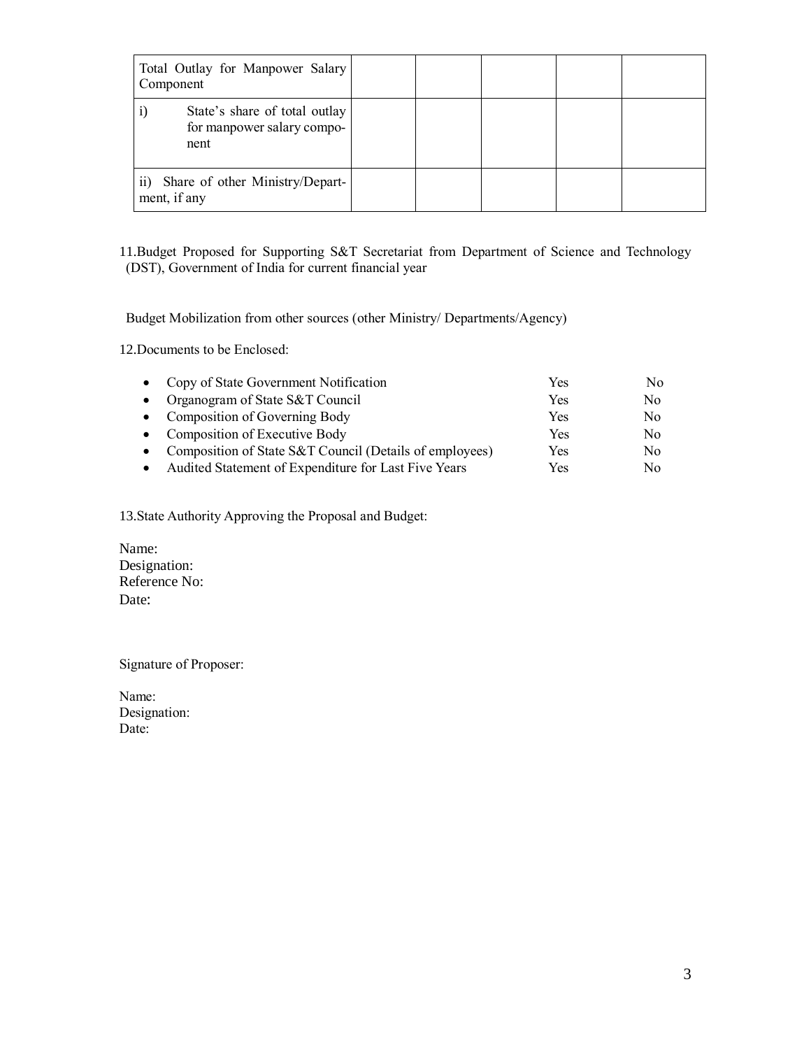| Total Outlay for Manpower Salary Component | | | | | |
|---|---|---|---|---|---|
| i) State's share of total outlay for manpower salary component | | | | | |
| ii) Share of other Ministry/Department, if any | | | | | |

11. Budget Proposed for Supporting S&T Secretariat from Department of Science and Technology (DST), Government of India for current financial year

Budget Mobilization from other sources (other Ministry/ Departments/Agency)

12. Documents to be Enclosed:

| | | |
|---|---|---|
| • Copy of State Government Notification | Yes | No |
| • Organogram of State S&T Council | Yes | No |
| • Composition of Governing Body | Yes | No |
| • Composition of Executive Body | Yes | No |
| • Composition of State S&T Council (Details of employees) | Yes | No |
| • Audited Statement of Expenditure for Last Five Years | Yes | No |

13. State Authority Approving the Proposal and Budget:

Name:
Designation:
Reference No:
Date:

Signature of Proposer:

Name:
Designation:
Date: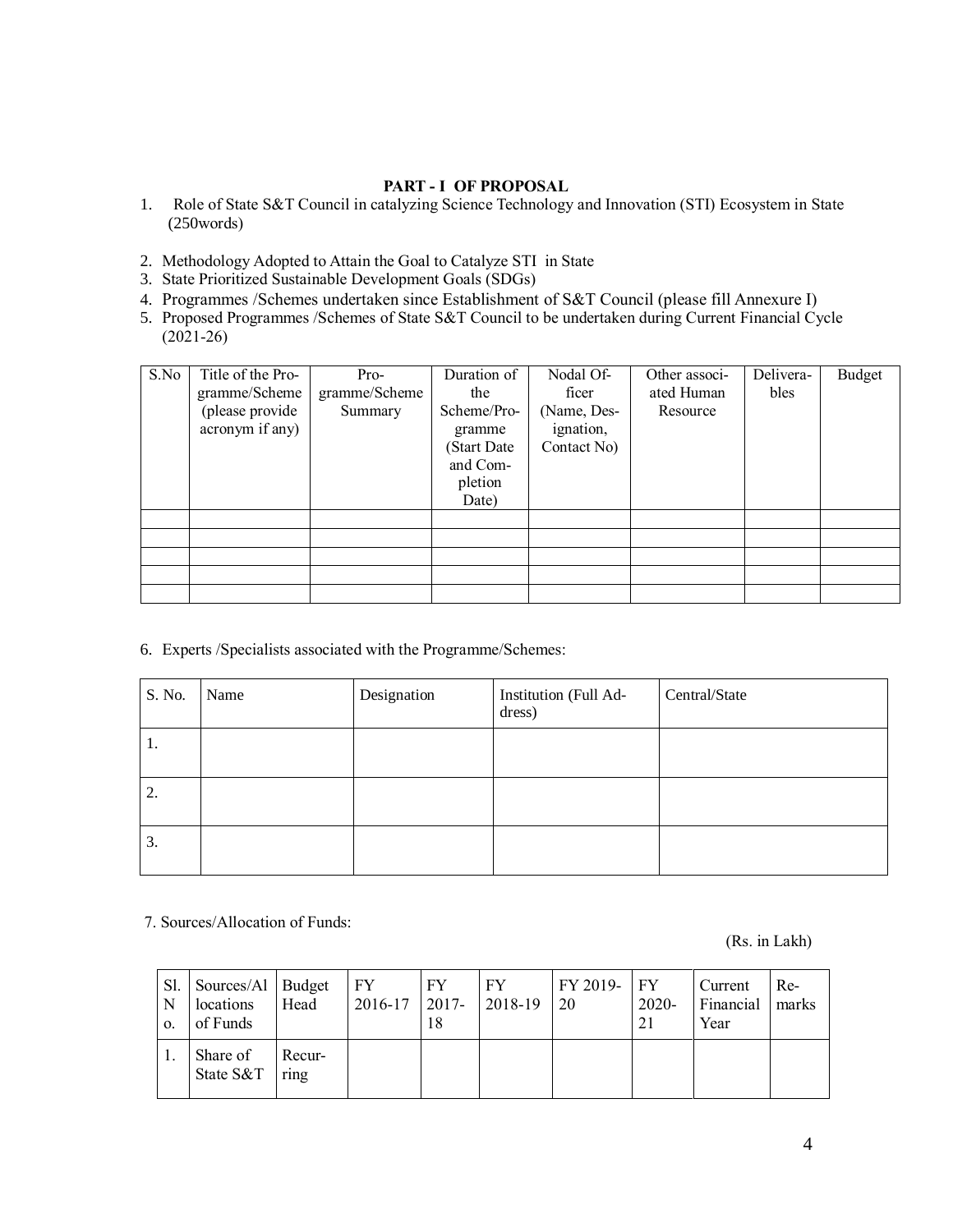## PART - I OF PROPOSAL

1. Role of State S&T Council in catalyzing Science Technology and Innovation (STI) Ecosystem in State (250words)
2. Methodology Adopted to Attain the Goal to Catalyze STI in State
3. State Prioritized Sustainable Development Goals (SDGs)
4. Programmes /Schemes undertaken since Establishment of S&T Council (please fill Annexure I)
5. Proposed Programmes /Schemes of State S&T Council to be undertaken during Current Financial Cycle (2021-26)

| S.No | Title of the Programme/Scheme (please provide acronym if any) | Programme/Scheme Summary | Duration of the Scheme/Programme (Start Date and Completion Date) | Nodal Officer (Name, Designation, Contact No) | Other associated Human Resource | Deliverables | Budget |
|---|---|---|---|---|---|---|---|
| | | | | | | | |
| | | | | | | | |
| | | | | | | | |
| | | | | | | | |
| | | | | | | | |

6. Experts /Specialists associated with the Programme/Schemes:

| S. No. | Name | Designation | Institution (Full Address) | Central/State |
|---|---|---|---|---|
| 1. | | | | |
| 2. | | | | |
| 3. | | | | |

7. Sources/Allocation of Funds:

(Rs. in Lakh)

| Sl. No. | Sources/Allocations of Funds | Budget Head | FY 2016-17 | FY 2017-18 | FY 2018-19 | FY 2019-20 | FY 2020-21 | Current Financial Year | Remarks |
|---|---|---|---|---|---|---|---|---|---|
| 1. | Share of State S&T | Recurring | | | | | | | |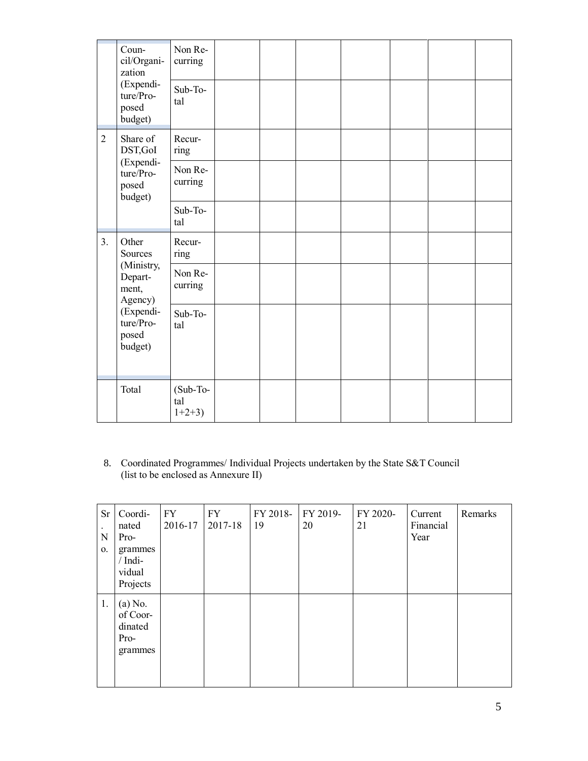| | | | | | | | | | |
|---|---|---|---|---|---|---|---|---|---|
| | Council/Organization (Expenditure/Proposed budget) | Non Recurring | | | | | | | |
| | | Sub-Total | | | | | | | |
| 2 | Share of DST,GoI (Expenditure/Proposed budget) | Recurring | | | | | | | |
| | | Non Recurring | | | | | | | |
| | | Sub-Total | | | | | | | |
| 3. | Other Sources (Ministry, Department, Agency) (Expenditure/Proposed budget) | Recurring | | | | | | | |
| | | Non Recurring | | | | | | | |
| | | Sub-Total | | | | | | | |
| | Total | (Sub-Total 1+2+3) | | | | | | | |

8. Coordinated Programmes/ Individual Projects undertaken by the State S&T Council (list to be enclosed as Annexure II)

| Sr. No. | Coordinated Programmes / Individual Projects | FY 2016-17 | FY 2017-18 | FY 2018-19 | FY 2019-20 | FY 2020-21 | Current Financial Year | Remarks |
|---|---|---|---|---|---|---|---|---|
| 1. | (a) No. of Coordinated Programmes | | | | | | | |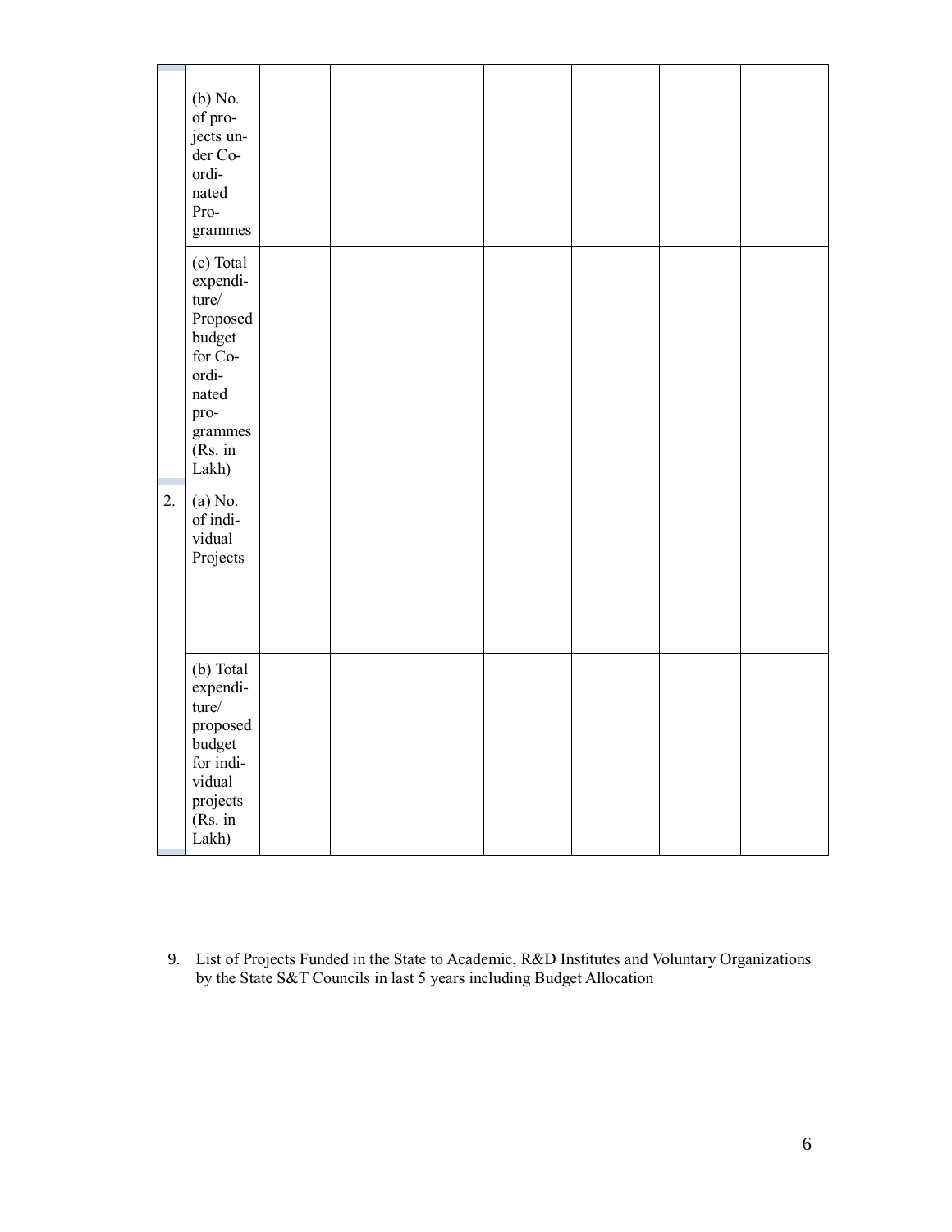| | | | | | | | | |
|---|---|---|---|---|---|---|---|---|
| | (b) No. of projects under Co-ordinated Programmes | | | | | | | |
| | (c) Total expenditure/ Proposed budget for Co-ordinated programmes (Rs. in Lakh) | | | | | | | |
| 2. | (a) No. of individual Projects | | | | | | | |
| | (b) Total expenditure/ proposed budget for individual projects (Rs. in Lakh) | | | | | | | |

9. List of Projects Funded in the State to Academic, R&D Institutes and Voluntary Organizations by the State S&T Councils in last 5 years including Budget Allocation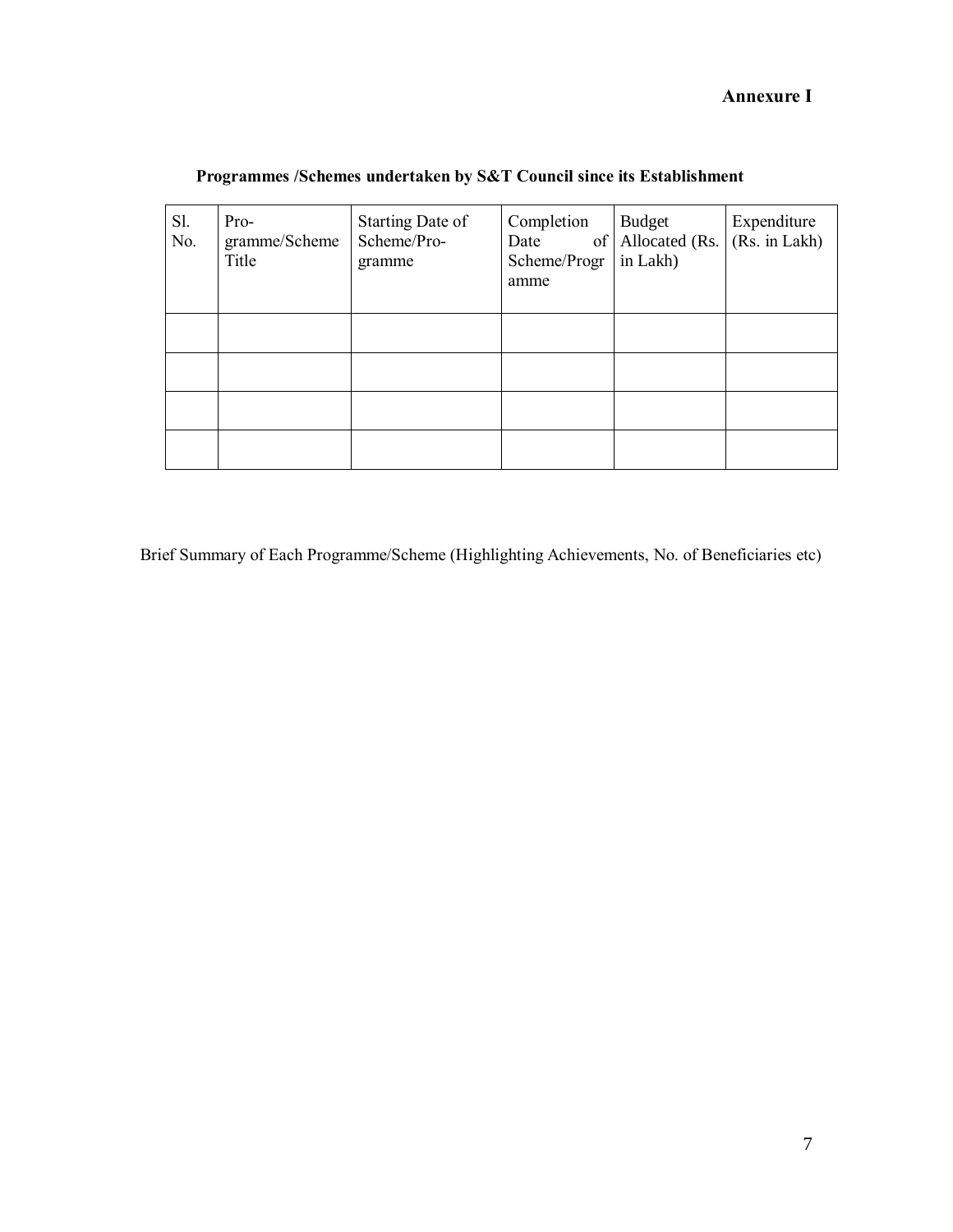**Annexure I**

**Programmes /Schemes undertaken by S&T Council since its Establishment**

| Sl. No. | Programme/Scheme Title | Starting Date of Scheme/Programme | Completion Date of Scheme/Programme | Budget Allocated (Rs. in Lakh) | Expenditure (Rs. in Lakh) |
|---|---|---|---|---|---|
| | | | | | |
| | | | | | |
| | | | | | |
| | | | | | |

Brief Summary of Each Programme/Scheme (Highlighting Achievements, No. of Beneficiaries etc)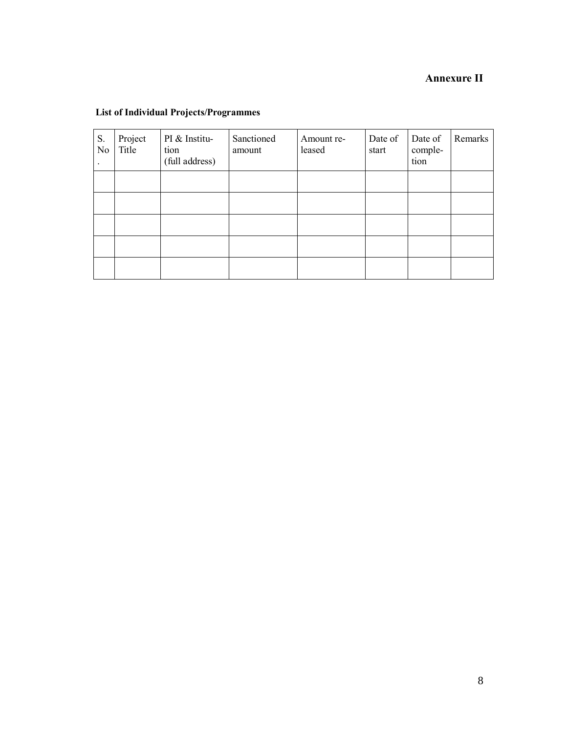**Annexure II**

**List of Individual Projects/Programmes**

| S. No. | Project Title | PI & Institution (full address) | Sanctioned amount | Amount released | Date of start | Date of completion | Remarks |
|---|---|---|---|---|---|---|---|
| | | | | | | | |
| | | | | | | | |
| | | | | | | | |
| | | | | | | | |
| | | | | | | | |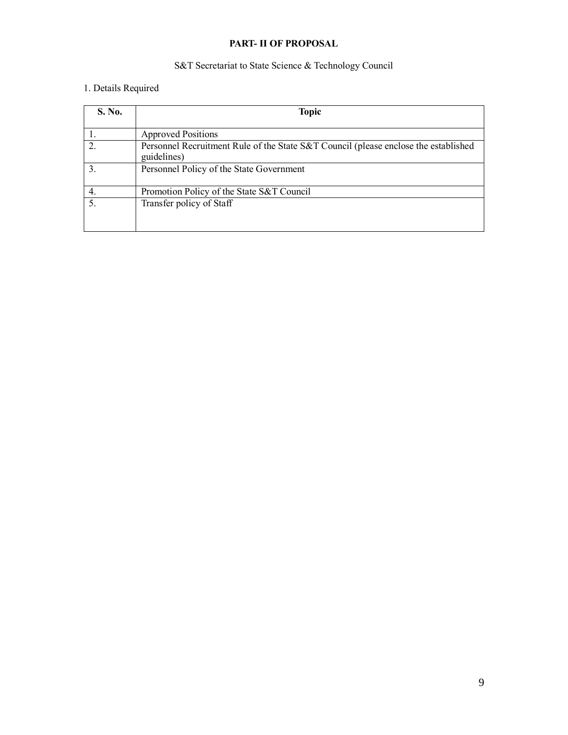**PART- II OF PROPOSAL**

S&T Secretariat to State Science & Technology Council

1. Details Required

| S. No. | Topic |
|---|---|
| 1. | Approved Positions |
| 2. | Personnel Recruitment Rule of the State S&T Council (please enclose the established guidelines) |
| 3. | Personnel Policy of the State Government |
| 4. | Promotion Policy of the State S&T Council |
| 5. | Transfer policy of Staff |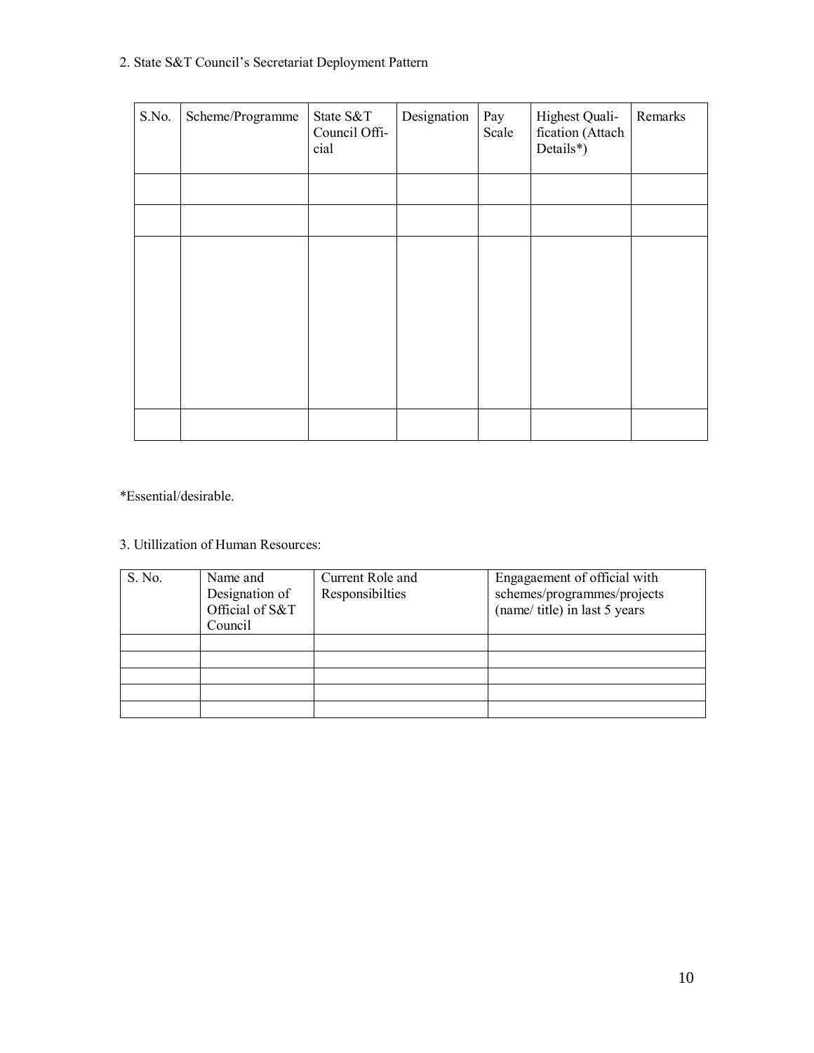2. State S&T Council's Secretariat Deployment Pattern

| S.No. | Scheme/Programme | State S&T Council Official | Designation | Pay Scale | Highest Qualification (Attach Details*) | Remarks |
|---|---|---|---|---|---|---|
| | | | | | | |
| | | | | | | |
| | | | | | | |
| | | | | | | |

*Essential/desirable.

3. Utillization of Human Resources:

| S. No. | Name and Designation of Official of S&T Council | Current Role and Responsibilties | Engagaement of official with schemes/programmes/projects (name/ title) in last 5 years |
|---|---|---|---|
| | | | |
| | | | |
| | | | |
| | | | |
| | | | |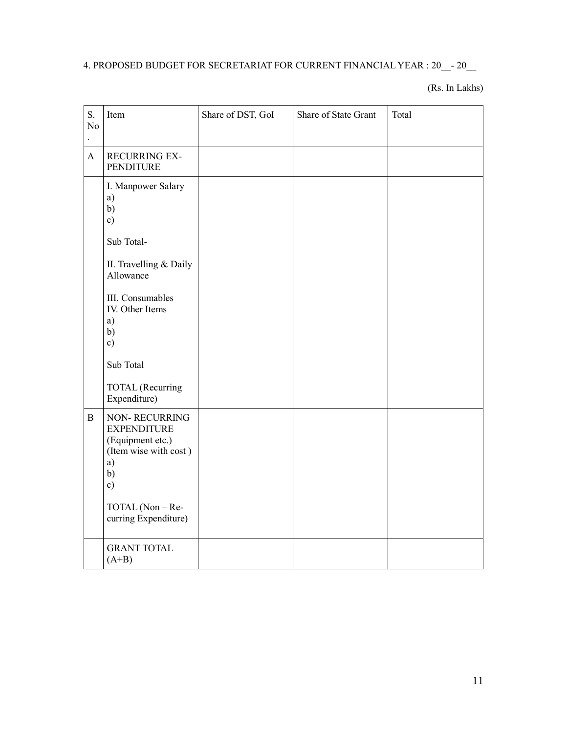4. PROPOSED BUDGET FOR SECRETARIAT FOR CURRENT FINANCIAL YEAR : 20__- 20__

(Rs. In Lakhs)

| S. No. | Item | Share of DST, GoI | Share of State Grant | Total |
|---|---|---|---|---|
| A | RECURRING EXPENDITURE | | | |
| | I. Manpower Salary<br>a)<br>b)<br>c)<br><br>Sub Total-<br><br>II. Travelling & Daily Allowance<br><br>III. Consumables<br>IV. Other Items<br>a)<br>b)<br>c)<br><br>Sub Total<br><br>TOTAL (Recurring Expenditure) | | | |
| B | NON- RECURRING EXPENDITURE (Equipment etc.) (Item wise with cost )<br>a)<br>b)<br>c)<br><br>TOTAL (Non – Recurring Expenditure) | | | |
| | GRANT TOTAL (A+B) | | | |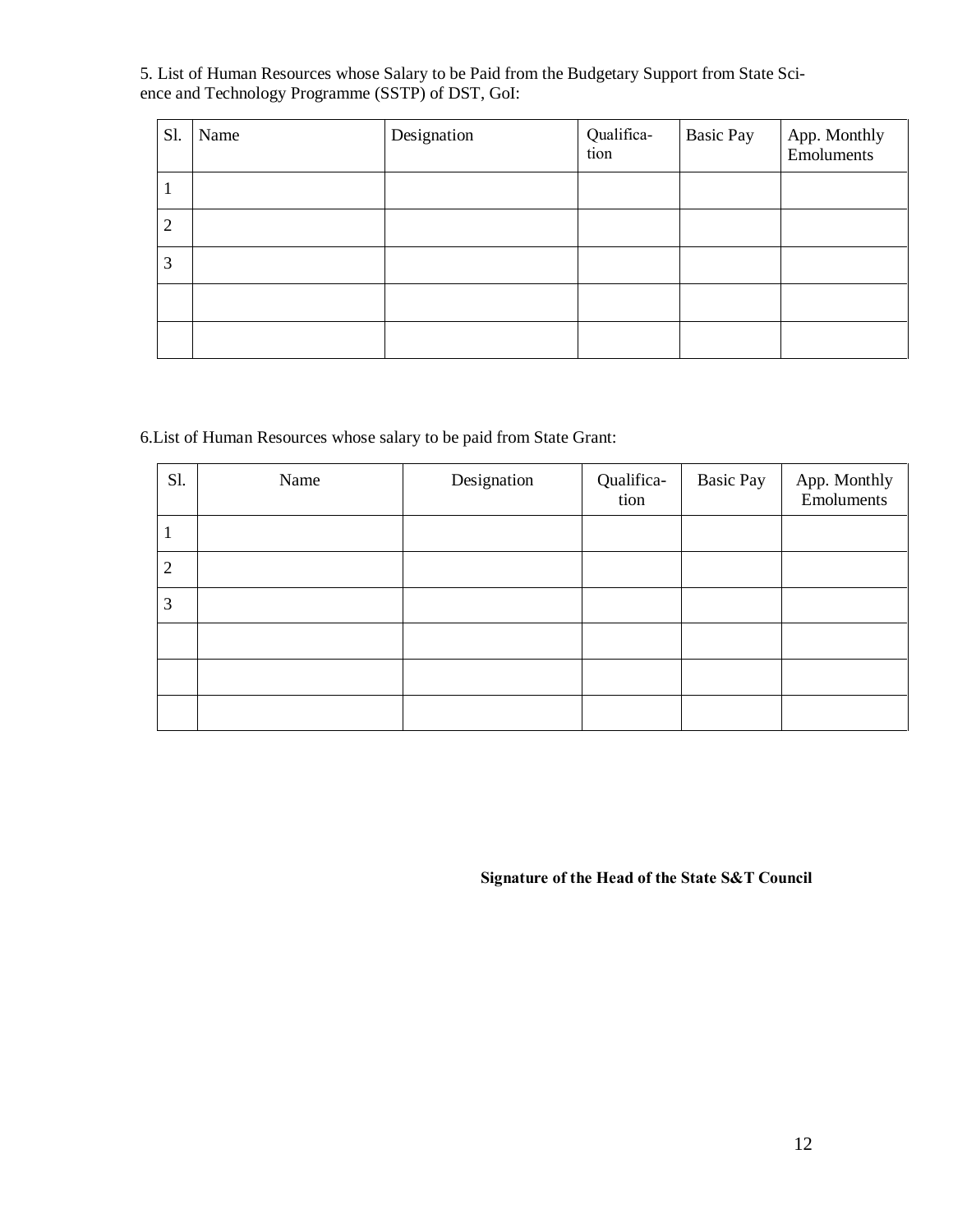5. List of Human Resources whose Salary to be Paid from the Budgetary Support from State Science and Technology Programme (SSTP) of DST, GoI:

| Sl. | Name | Designation | Qualification | Basic Pay | App. Monthly Emoluments |
|---|---|---|---|---|---|
| 1 | | | | | |
| 2 | | | | | |
| 3 | | | | | |
| | | | | | |
| | | | | | |

6.List of Human Resources whose salary to be paid from State Grant:

| Sl. | Name | Designation | Qualification | Basic Pay | App. Monthly Emoluments |
|---|---|---|---|---|---|
| 1 | | | | | |
| 2 | | | | | |
| 3 | | | | | |
| | | | | | |
| | | | | | |
| | | | | | |

**Signature of the Head of the State S&T Council**